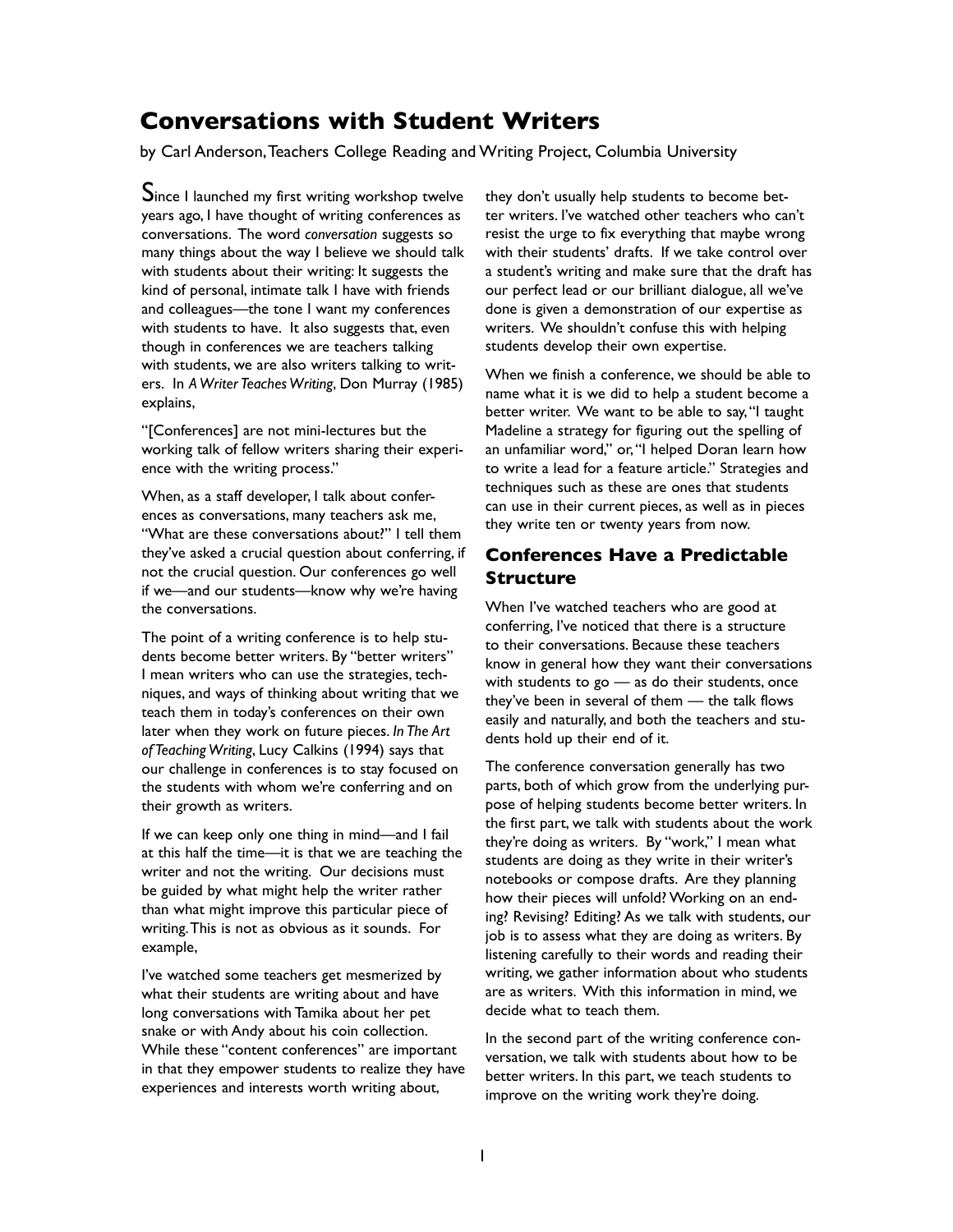# Conversations with Student Writers

by Carl Anderson, Teachers College Reading and Writing Project, Columbia University

Since I launched my first writing workshop twelve years ago, I have thought of writing conferences as conversations. The word *conversation* suggests so many things about the way I believe we should talk with students about their writing: It suggests the kind of personal, intimate talk I have with friends and colleagues—the tone I want my conferences with students to have. It also suggests that, even though in conferences we are teachers talking with students, we are also writers talking to writers. In *A Writer Teaches Writing*, Don Murray (1985) explains,

"[Conferences] are not mini-lectures but the working talk of fellow writers sharing their experience with the writing process."

When, as a staff developer, I talk about conferences as conversations, many teachers ask me, "What are these conversations about?" I tell them they've asked a crucial question about conferring, if not the crucial question. Our conferences go well if we—and our students—know why we're having the conversations.

The point of a writing conference is to help students become better writers. By "better writers" I mean writers who can use the strategies, techniques, and ways of thinking about writing that we teach them in today's conferences on their own later when they work on future pieces. *In The Art of Teaching Writing*, Lucy Calkins (1994) says that our challenge in conferences is to stay focused on the students with whom we're conferring and on their growth as writers.

If we can keep only one thing in mind—and I fail at this half the time—it is that we are teaching the writer and not the writing. Our decisions must be guided by what might help the writer rather than what might improve this particular piece of writing. This is not as obvious as it sounds. For example,

I've watched some teachers get mesmerized by what their students are writing about and have long conversations with Tamika about her pet snake or with Andy about his coin collection. While these "content conferences" are important in that they empower students to realize they have experiences and interests worth writing about, they don't usually help students to become better writers. I've watched other teachers who can't resist the urge to fix everything that maybe wrong with their students' drafts. If we take control over a student's writing and make sure that the draft has our perfect lead or our brilliant dialogue, all we've done is given a demonstration of our expertise as writers. We shouldn't confuse this with helping students develop their own expertise.

When we finish a conference, we should be able to name what it is we did to help a student become a better writer. We want to be able to say, "I taught Madeline a strategy for figuring out the spelling of an unfamiliar word," or, "I helped Doran learn how to write a lead for a feature article." Strategies and techniques such as these are ones that students can use in their current pieces, as well as in pieces they write ten or twenty years from now.

## Conferences Have a Predictable Structure

When I've watched teachers who are good at conferring, I've noticed that there is a structure to their conversations. Because these teachers know in general how they want their conversations with students to go — as do their students, once they've been in several of them — the talk flows easily and naturally, and both the teachers and students hold up their end of it.

The conference conversation generally has two parts, both of which grow from the underlying purpose of helping students become better writers. In the first part, we talk with students about the work they're doing as writers. By "work," I mean what students are doing as they write in their writer's notebooks or compose drafts. Are they planning how their pieces will unfold? Working on an ending? Revising? Editing? As we talk with students, our job is to assess what they are doing as writers. By listening carefully to their words and reading their writing, we gather information about who students are as writers. With this information in mind, we decide what to teach them.

In the second part of the writing conference conversation, we talk with students about how to be better writers. In this part, we teach students to improve on the writing work they're doing.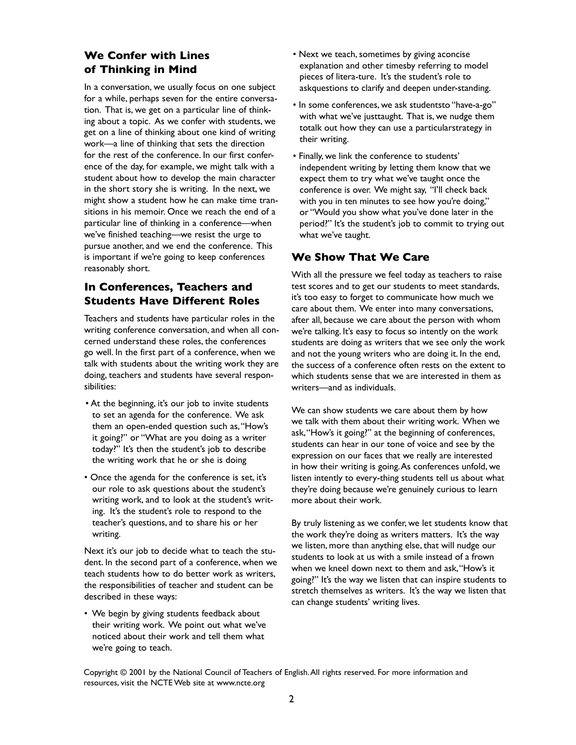## We Confer with Lines of Thinking in Mind

In a conversation, we usually focus on one subject for a while, perhaps seven for the entire conversation. That is, we get on a particular line of thinking about a topic. As we confer with students, we get on a line of thinking about one kind of writing work—a line of thinking that sets the direction for the rest of the conference. In our first conference of the day, for example, we might talk with a student about how to develop the main character in the short story she is writing. In the next, we might show a student how he can make time transitions in his memoir. Once we reach the end of a particular line of thinking in a conference—when we've finished teaching—we resist the urge to pursue another, and we end the conference. This is important if we're going to keep conferences reasonably short.

## In Conferences, Teachers and Students Have Different Roles

Teachers and students have particular roles in the writing conference conversation, and when all concerned understand these roles, the conferences go well. In the first part of a conference, when we talk with students about the writing work they are doing, teachers and students have several responsibilities:

- At the beginning, it's our job to invite students to set an agenda for the conference. We ask them an open-ended question such as, "How's it going?" or "What are you doing as a writer today?" It's then the student's job to describe the writing work that he or she is doing
- Once the agenda for the conference is set, it's our role to ask questions about the student's writing work, and to look at the student's writing. It's the student's role to respond to the teacher's questions, and to share his or her writing.

Next it's our job to decide what to teach the student. In the second part of a conference, when we teach students how to do better work as writers, the responsibilities of teacher and student can be described in these ways:

- We begin by giving students feedback about their writing work. We point out what we've noticed about their work and tell them what we're going to teach.
- Next we teach, sometimes by giving aconcise explanation and other timesby referring to model pieces of litera-ture. It's the student's role to askquestions to clarify and deepen under-standing.
- In some conferences, we ask studentsto "have-a-go" with what we've justtaught. That is, we nudge them totalk out how they can use a particularstrategy in their writing.
- Finally, we link the conference to students' independent writing by letting them know that we expect them to try what we've taught once the conference is over. We might say, "I'll check back with you in ten minutes to see how you're doing," or "Would you show what you've done later in the period?" It's the student's job to commit to trying out what we've taught.

## We Show That We Care

With all the pressure we feel today as teachers to raise test scores and to get our students to meet standards, it's too easy to forget to communicate how much we care about them. We enter into many conversations, after all, because we care about the person with whom we're talking. It's easy to focus so intently on the work students are doing as writers that we see only the work and not the young writers who are doing it. In the end, the success of a conference often rests on the extent to which students sense that we are interested in them as writers—and as individuals.

We can show students we care about them by how we talk with them about their writing work. When we ask, "How's it going?" at the beginning of conferences, students can hear in our tone of voice and see by the expression on our faces that we really are interested in how their writing is going. As conferences unfold, we listen intently to every-thing students tell us about what they're doing because we're genuinely curious to learn more about their work.

By truly listening as we confer, we let students know that the work they're doing as writers matters. It's the way we listen, more than anything else, that will nudge our students to look at us with a smile instead of a frown when we kneel down next to them and ask, "How's it going?" It's the way we listen that can inspire students to stretch themselves as writers. It's the way we listen that can change students' writing lives.

Copyright © 2001 by the National Council of Teachers of English. All rights reserved. For more information and resources, visit the NCTE Web site at www.ncte.org